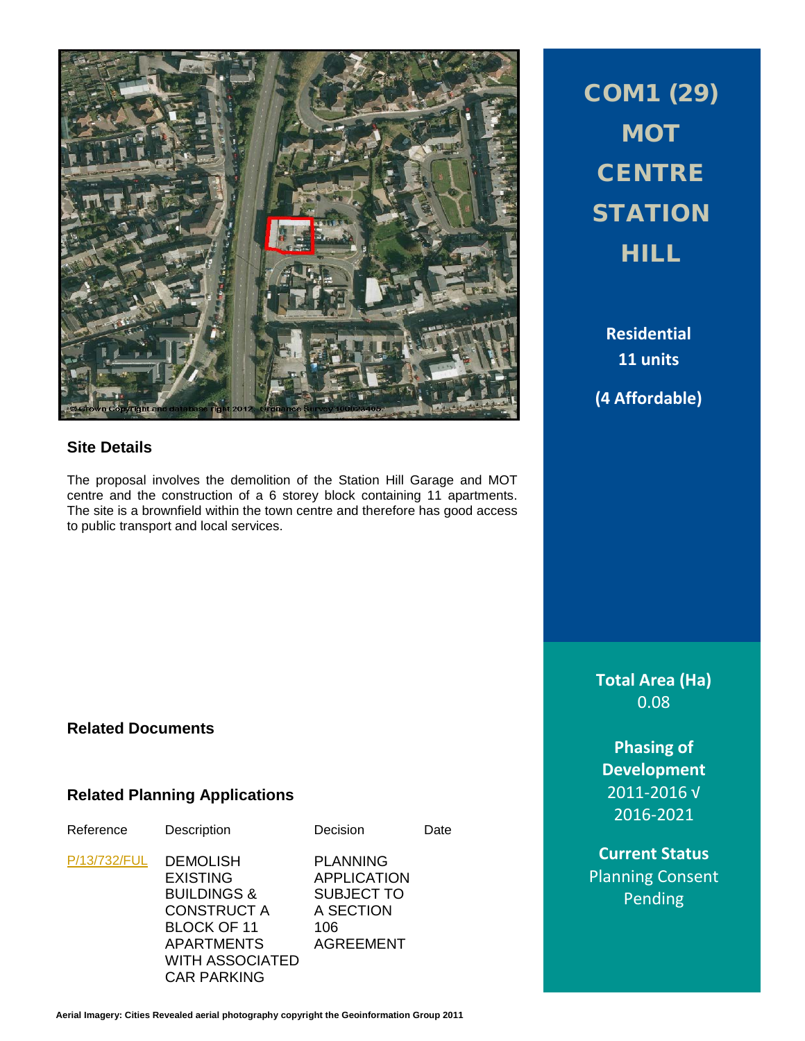# COM1 (29) MOT CENTRE STATION HILL

**Residential**
**11 units**

**(4 Affordable)**

## Site Details

The proposal involves the demolition of the Station Hill Garage and MOT centre and the construction of a 6 storey block containing 11 apartments. The site is a brownfield within the town centre and therefore has good access to public transport and local services.

**Total Area (Ha)**
0.08

**Phasing of Development**
2011-2016 √
2016-2021

**Current Status**
Planning Consent Pending

## Related Documents

## Related Planning Applications

| Reference | Description | Decision | Date |
|---|---|---|---|
| P/13/732/FUL | DEMOLISH EXISTING BUILDINGS & CONSTRUCT A BLOCK OF 11 APARTMENTS WITH ASSOCIATED CAR PARKING | PLANNING APPLICATION SUBJECT TO A SECTION 106 AGREEMENT | |

**Aerial Imagery: Cities Revealed aerial photography copyright the Geoinformation Group 2011**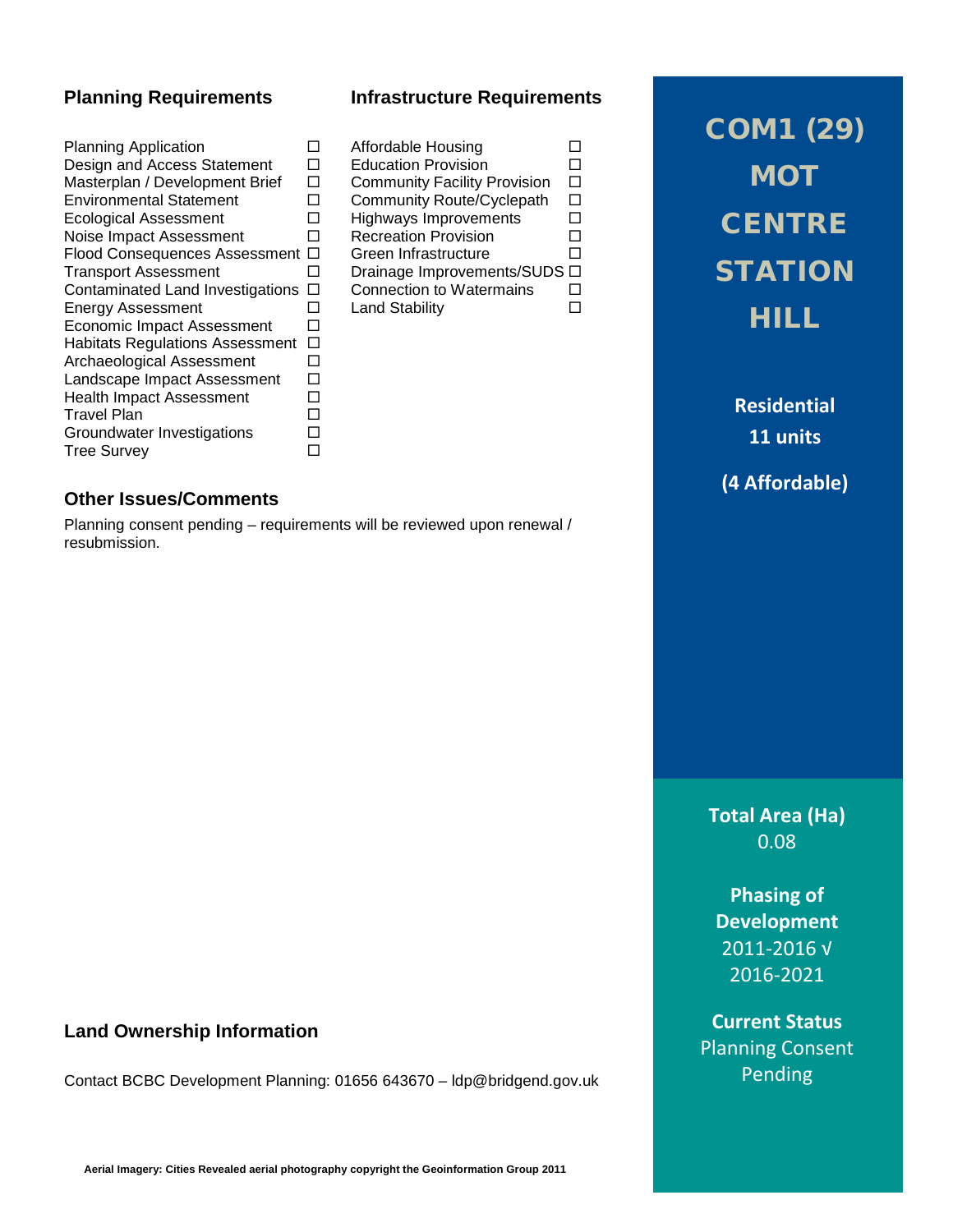## Planning Requirements

- Planning Application ☐
- Design and Access Statement ☐
- Masterplan / Development Brief ☐
- Environmental Statement ☐
- Ecological Assessment ☐
- Noise Impact Assessment ☐
- Flood Consequences Assessment ☐
- Transport Assessment ☐
- Contaminated Land Investigations ☐
- Energy Assessment ☐
- Economic Impact Assessment ☐
- Habitats Regulations Assessment ☐
- Archaeological Assessment ☐
- Landscape Impact Assessment ☐
- Health Impact Assessment ☐
- Travel Plan ☐
- Groundwater Investigations ☐
- Tree Survey ☐

## Infrastructure Requirements

- Affordable Housing ☐
- Education Provision ☐
- Community Facility Provision ☐
- Community Route/Cyclepath ☐
- Highways Improvements ☐
- Recreation Provision ☐
- Green Infrastructure ☐
- Drainage Improvements/SUDS ☐
- Connection to Watermains ☐
- Land Stability ☐

## Other Issues/Comments

Planning consent pending – requirements will be reviewed upon renewal / resubmission.

## Land Ownership Information

Contact BCBC Development Planning: 01656 643670 – ldp@bridgend.gov.uk

**Aerial Imagery: Cities Revealed aerial photography copyright the Geoinformation Group 2011**

# COM1 (29) MOT CENTRE STATION HILL

**Residential**
**11 units**

**(4 Affordable)**

**Total Area (Ha)**
0.08

**Phasing of Development**
2011-2016 √
2016-2021

**Current Status**
Planning Consent Pending